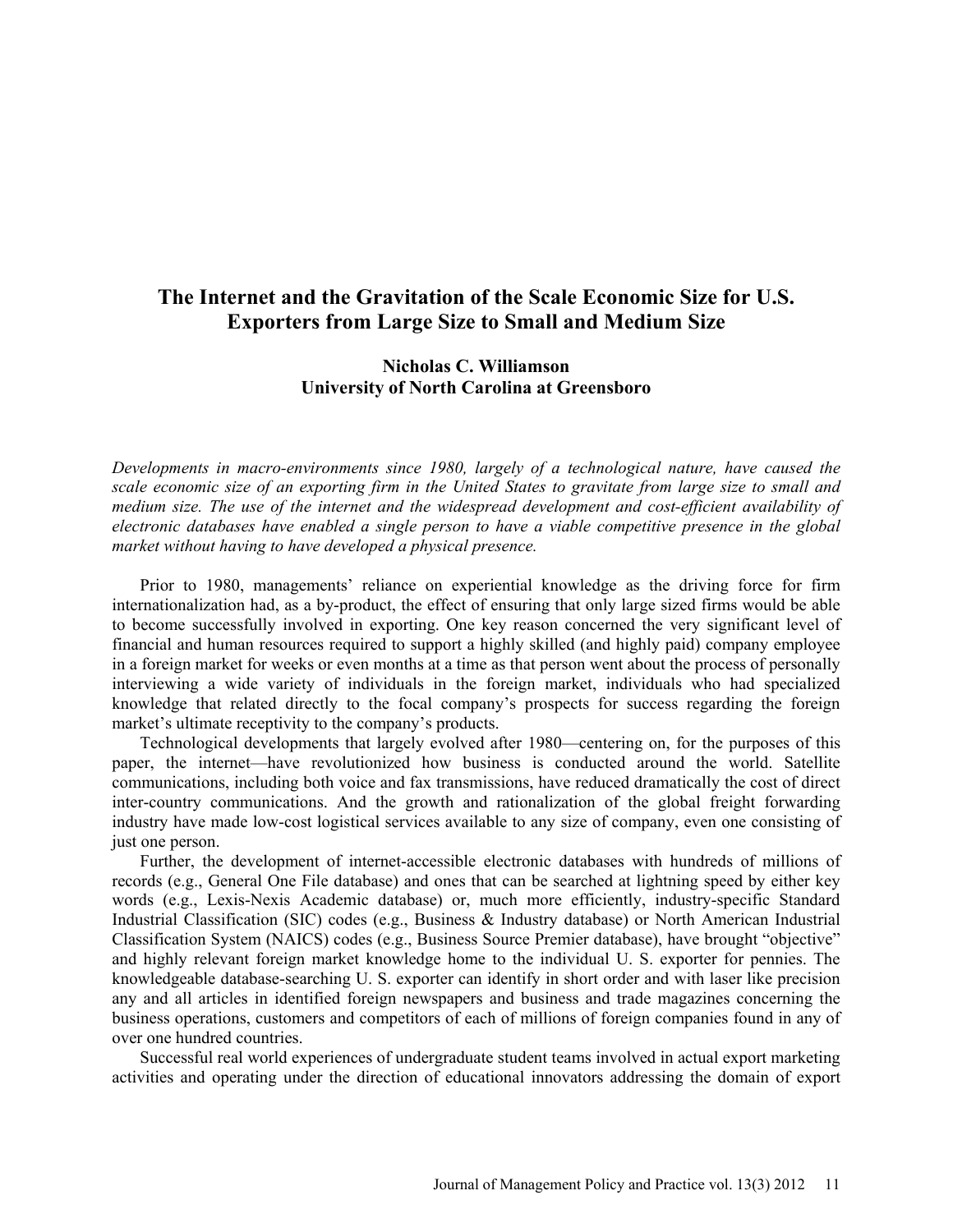# The Internet and the Gravitation of the Scale Economic Size for U.S. Exporters from Large Size to Small and Medium Size

**Nicholas C. Williamson**
**University of North Carolina at Greensboro**

*Developments in macro-environments since 1980, largely of a technological nature, have caused the scale economic size of an exporting firm in the United States to gravitate from large size to small and medium size. The use of the internet and the widespread development and cost-efficient availability of electronic databases have enabled a single person to have a viable competitive presence in the global market without having to have developed a physical presence.*

Prior to 1980, managements' reliance on experiential knowledge as the driving force for firm internationalization had, as a by-product, the effect of ensuring that only large sized firms would be able to become successfully involved in exporting. One key reason concerned the very significant level of financial and human resources required to support a highly skilled (and highly paid) company employee in a foreign market for weeks or even months at a time as that person went about the process of personally interviewing a wide variety of individuals in the foreign market, individuals who had specialized knowledge that related directly to the focal company's prospects for success regarding the foreign market's ultimate receptivity to the company's products.

Technological developments that largely evolved after 1980—centering on, for the purposes of this paper, the internet—have revolutionized how business is conducted around the world. Satellite communications, including both voice and fax transmissions, have reduced dramatically the cost of direct inter-country communications. And the growth and rationalization of the global freight forwarding industry have made low-cost logistical services available to any size of company, even one consisting of just one person.

Further, the development of internet-accessible electronic databases with hundreds of millions of records (e.g., General One File database) and ones that can be searched at lightning speed by either key words (e.g., Lexis-Nexis Academic database) or, much more efficiently, industry-specific Standard Industrial Classification (SIC) codes (e.g., Business & Industry database) or North American Industrial Classification System (NAICS) codes (e.g., Business Source Premier database), have brought "objective" and highly relevant foreign market knowledge home to the individual U. S. exporter for pennies. The knowledgeable database-searching U. S. exporter can identify in short order and with laser like precision any and all articles in identified foreign newspapers and business and trade magazines concerning the business operations, customers and competitors of each of millions of foreign companies found in any of over one hundred countries.

Successful real world experiences of undergraduate student teams involved in actual export marketing activities and operating under the direction of educational innovators addressing the domain of export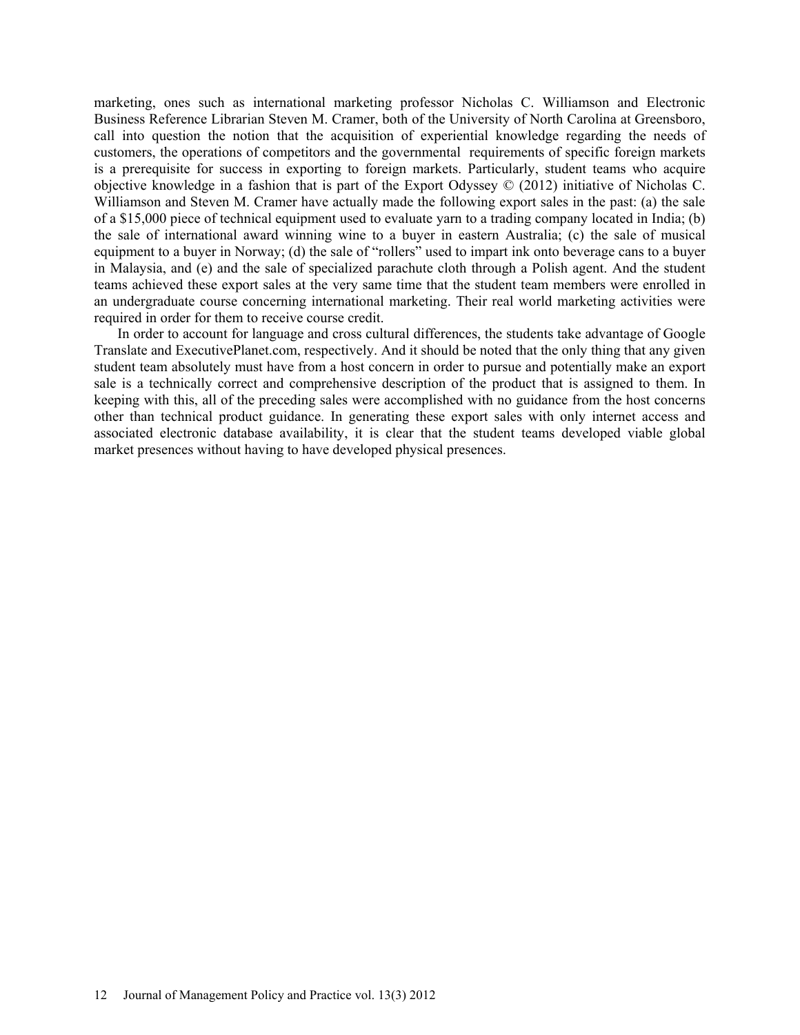marketing, ones such as international marketing professor Nicholas C. Williamson and Electronic Business Reference Librarian Steven M. Cramer, both of the University of North Carolina at Greensboro, call into question the notion that the acquisition of experiential knowledge regarding the needs of customers, the operations of competitors and the governmental requirements of specific foreign markets is a prerequisite for success in exporting to foreign markets. Particularly, student teams who acquire objective knowledge in a fashion that is part of the Export Odyssey © (2012) initiative of Nicholas C. Williamson and Steven M. Cramer have actually made the following export sales in the past: (a) the sale of a $15,000 piece of technical equipment used to evaluate yarn to a trading company located in India; (b) the sale of international award winning wine to a buyer in eastern Australia; (c) the sale of musical equipment to a buyer in Norway; (d) the sale of "rollers" used to impart ink onto beverage cans to a buyer in Malaysia, and (e) and the sale of specialized parachute cloth through a Polish agent. And the student teams achieved these export sales at the very same time that the student team members were enrolled in an undergraduate course concerning international marketing. Their real world marketing activities were required in order for them to receive course credit.

In order to account for language and cross cultural differences, the students take advantage of Google Translate and ExecutivePlanet.com, respectively. And it should be noted that the only thing that any given student team absolutely must have from a host concern in order to pursue and potentially make an export sale is a technically correct and comprehensive description of the product that is assigned to them. In keeping with this, all of the preceding sales were accomplished with no guidance from the host concerns other than technical product guidance. In generating these export sales with only internet access and associated electronic database availability, it is clear that the student teams developed viable global market presences without having to have developed physical presences.